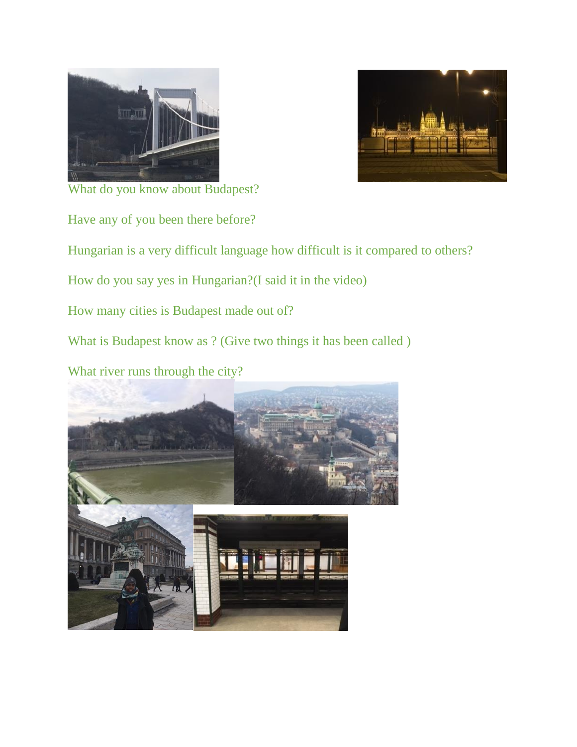What do you know about Budapest?

Have any of you been there before?

Hungarian is a very difficult language how difficult is it compared to others?

How do you say yes in Hungarian?(I said it in the video)

How many cities is Budapest made out of?

What is Budapest know as ? (Give two things it has been called )

What river runs through the city?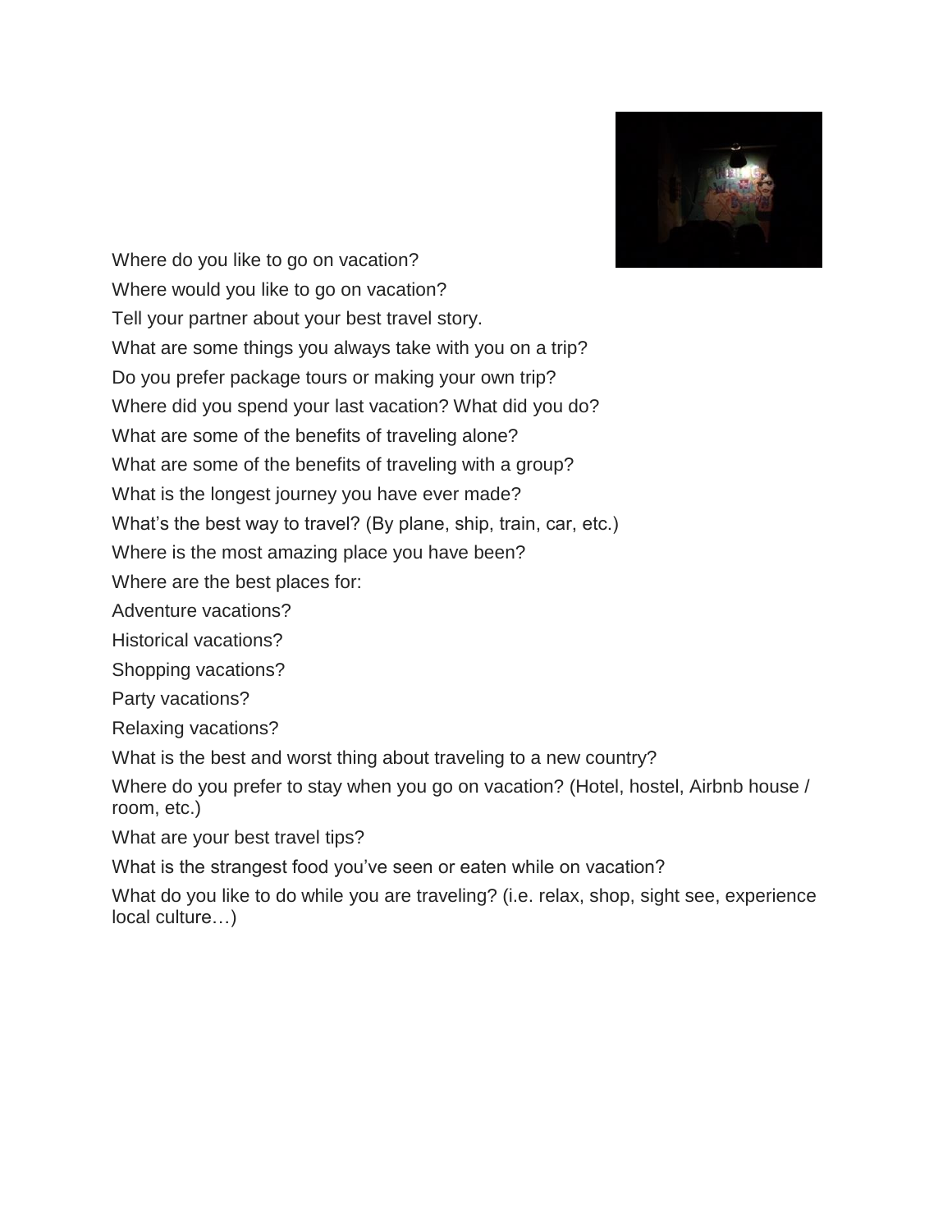Where do you like to go on vacation?

Where would you like to go on vacation?

Tell your partner about your best travel story.

What are some things you always take with you on a trip?

Do you prefer package tours or making your own trip?

Where did you spend your last vacation? What did you do?

What are some of the benefits of traveling alone?

What are some of the benefits of traveling with a group?

What is the longest journey you have ever made?

What’s the best way to travel? (By plane, ship, train, car, etc.)

Where is the most amazing place you have been?

Where are the best places for:

Adventure vacations?

Historical vacations?

Shopping vacations?

Party vacations?

Relaxing vacations?

What is the best and worst thing about traveling to a new country?

Where do you prefer to stay when you go on vacation? (Hotel, hostel, Airbnb house / room, etc.)

What are your best travel tips?

What is the strangest food you’ve seen or eaten while on vacation?

What do you like to do while you are traveling? (i.e. relax, shop, sight see, experience local culture…)